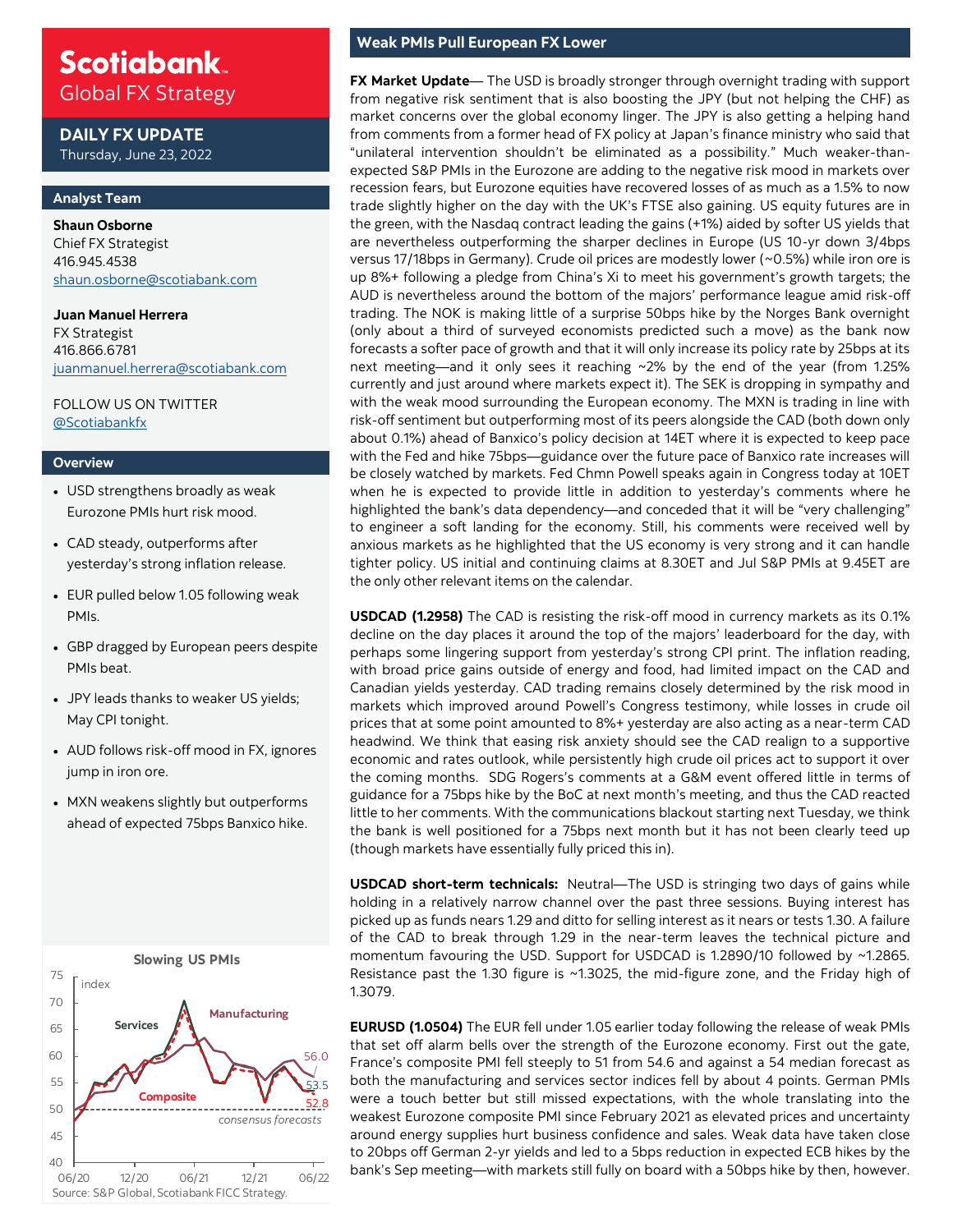# Scotiabank
## Global FX Strategy

**DAILY FX UPDATE**
Thursday, June 23, 2022

### Analyst Team

**Shaun Osborne**
Chief FX Strategist
416.945.4538
shaun.osborne@scotiabank.com

**Juan Manuel Herrera**
FX Strategist
416.866.6781
juanmanuel.herrera@scotiabank.com

FOLLOW US ON TWITTER
@Scotiabankfx

### Overview

- USD strengthens broadly as weak Eurozone PMIs hurt risk mood.
- CAD steady, outperforms after yesterday's strong inflation release.
- EUR pulled below 1.05 following weak PMIs.
- GBP dragged by European peers despite PMIs beat.
- JPY leads thanks to weaker US yields; May CPI tonight.
- AUD follows risk-off mood in FX, ignores jump in iron ore.
- MXN weakens slightly but outperforms ahead of expected 75bps Banxico hike.

**Slowing US PMIs**

Source: S&P Global, Scotiabank FICC Strategy.

## Weak PMIs Pull European FX Lower

**FX Market Update**— The USD is broadly stronger through overnight trading with support from negative risk sentiment that is also boosting the JPY (but not helping the CHF) as market concerns over the global economy linger. The JPY is also getting a helping hand from comments from a former head of FX policy at Japan's finance ministry who said that "unilateral intervention shouldn't be eliminated as a possibility." Much weaker-than-expected S&P PMIs in the Eurozone are adding to the negative risk mood in markets over recession fears, but Eurozone equities have recovered losses of as much as a 1.5% to now trade slightly higher on the day with the UK's FTSE also gaining. US equity futures are in the green, with the Nasdaq contract leading the gains (+1%) aided by softer US yields that are nevertheless outperforming the sharper declines in Europe (US 10-yr down 3/4bps versus 17/18bps in Germany). Crude oil prices are modestly lower (~0.5%) while iron ore is up 8%+ following a pledge from China's Xi to meet his government's growth targets; the AUD is nevertheless around the bottom of the majors' performance league amid risk-off trading. The NOK is making little of a surprise 50bps hike by the Norges Bank overnight (only about a third of surveyed economists predicted such a move) as the bank now forecasts a softer pace of growth and that it will only increase its policy rate by 25bps at its next meeting—and it only sees it reaching ~2% by the end of the year (from 1.25% currently and just around where markets expect it). The SEK is dropping in sympathy and with the weak mood surrounding the European economy. The MXN is trading in line with risk-off sentiment but outperforming most of its peers alongside the CAD (both down only about 0.1%) ahead of Banxico's policy decision at 14ET where it is expected to keep pace with the Fed and hike 75bps—guidance over the future pace of Banxico rate increases will be closely watched by markets. Fed Chmn Powell speaks again in Congress today at 10ET when he is expected to provide little in addition to yesterday's comments where he highlighted the bank's data dependency—and conceded that it will be "very challenging" to engineer a soft landing for the economy. Still, his comments were received well by anxious markets as he highlighted that the US economy is very strong and it can handle tighter policy. US initial and continuing claims at 8.30ET and Jul S&P PMIs at 9.45ET are the only other relevant items on the calendar.

**USDCAD (1.2958)** The CAD is resisting the risk-off mood in currency markets as its 0.1% decline on the day places it around the top of the majors' leaderboard for the day, with perhaps some lingering support from yesterday's strong CPI print. The inflation reading, with broad price gains outside of energy and food, had limited impact on the CAD and Canadian yields yesterday. CAD trading remains closely determined by the risk mood in markets which improved around Powell's Congress testimony, while losses in crude oil prices that at some point amounted to 8%+ yesterday are also acting as a near-term CAD headwind. We think that easing risk anxiety should see the CAD realign to a supportive economic and rates outlook, while persistently high crude oil prices act to support it over the coming months. SDG Rogers's comments at a G&M event offered little in terms of guidance for a 75bps hike by the BoC at next month's meeting, and thus the CAD reacted little to her comments. With the communications blackout starting next Tuesday, we think the bank is well positioned for a 75bps next month but it has not been clearly teed up (though markets have essentially fully priced this in).

**USDCAD short-term technicals:** Neutral—The USD is stringing two days of gains while holding in a relatively narrow channel over the past three sessions. Buying interest has picked up as funds nears 1.29 and ditto for selling interest as it nears or tests 1.30. A failure of the CAD to break through 1.29 in the near-term leaves the technical picture and momentum favouring the USD. Support for USDCAD is 1.2890/10 followed by ~1.2865. Resistance past the 1.30 figure is ~1.3025, the mid-figure zone, and the Friday high of 1.3079.

**EURUSD (1.0504)** The EUR fell under 1.05 earlier today following the release of weak PMIs that set off alarm bells over the strength of the Eurozone economy. First out the gate, France's composite PMI fell steeply to 51 from 54.6 and against a 54 median forecast as both the manufacturing and services sector indices fell by about 4 points. German PMIs were a touch better but still missed expectations, with the whole translating into the weakest Eurozone composite PMI since February 2021 as elevated prices and uncertainty around energy supplies hurt business confidence and sales. Weak data have taken close to 20bps off German 2-yr yields and led to a 5bps reduction in expected ECB hikes by the bank's Sep meeting—with markets still fully on board with a 50bps hike by then, however.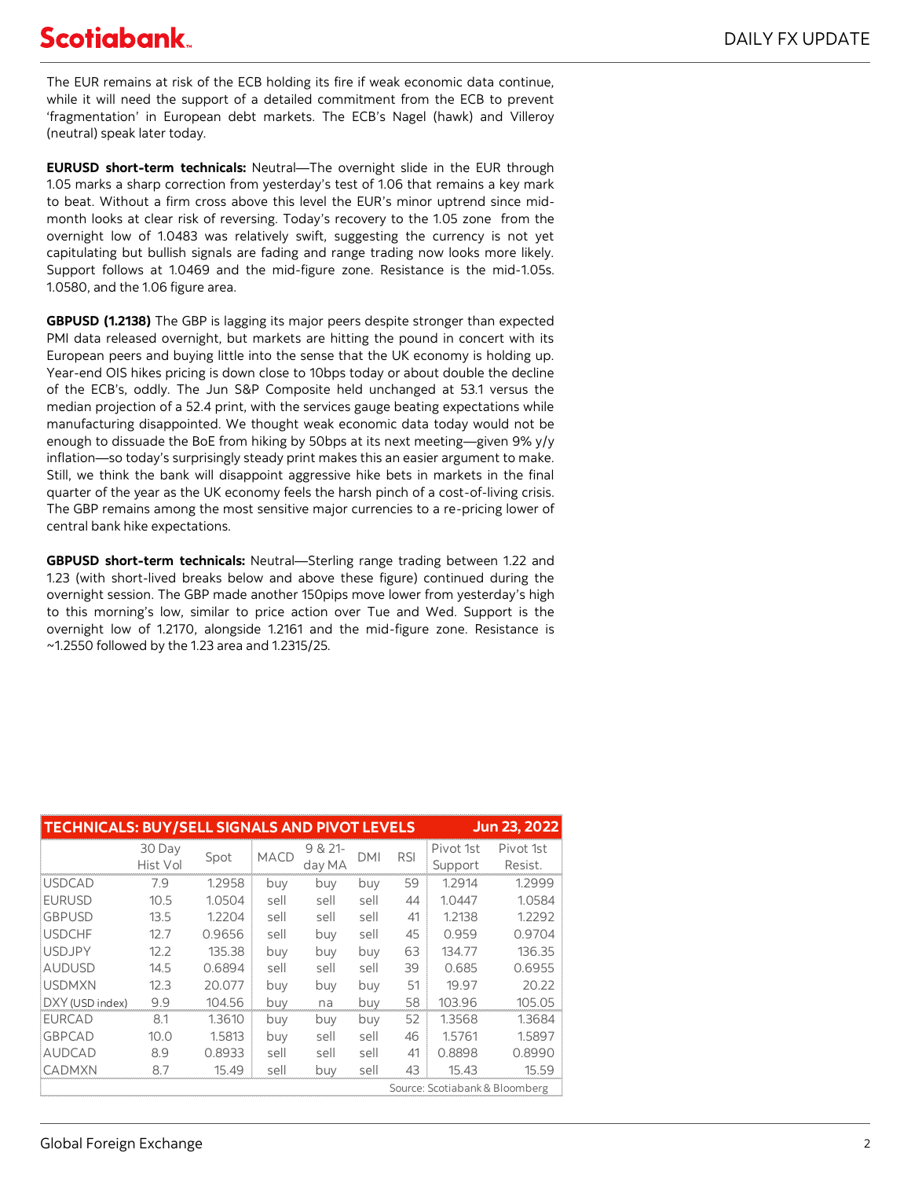The EUR remains at risk of the ECB holding its fire if weak economic data continue, while it will need the support of a detailed commitment from the ECB to prevent 'fragmentation' in European debt markets. The ECB's Nagel (hawk) and Villeroy (neutral) speak later today.

**EURUSD short-term technicals:** Neutral—The overnight slide in the EUR through 1.05 marks a sharp correction from yesterday's test of 1.06 that remains a key mark to beat. Without a firm cross above this level the EUR's minor uptrend since mid-month looks at clear risk of reversing. Today's recovery to the 1.05 zone from the overnight low of 1.0483 was relatively swift, suggesting the currency is not yet capitulating but bullish signals are fading and range trading now looks more likely. Support follows at 1.0469 and the mid-figure zone. Resistance is the mid-1.05s. 1.0580, and the 1.06 figure area.

**GBPUSD (1.2138)** The GBP is lagging its major peers despite stronger than expected PMI data released overnight, but markets are hitting the pound in concert with its European peers and buying little into the sense that the UK economy is holding up. Year-end OIS hikes pricing is down close to 10bps today or about double the decline of the ECB's, oddly. The Jun S&P Composite held unchanged at 53.1 versus the median projection of a 52.4 print, with the services gauge beating expectations while manufacturing disappointed. We thought weak economic data today would not be enough to dissuade the BoE from hiking by 50bps at its next meeting—given 9% y/y inflation—so today's surprisingly steady print makes this an easier argument to make. Still, we think the bank will disappoint aggressive hike bets in markets in the final quarter of the year as the UK economy feels the harsh pinch of a cost-of-living crisis. The GBP remains among the most sensitive major currencies to a re-pricing lower of central bank hike expectations.

**GBPUSD short-term technicals:** Neutral—Sterling range trading between 1.22 and 1.23 (with short-lived breaks below and above these figure) continued during the overnight session. The GBP made another 150pips move lower from yesterday's high to this morning's low, similar to price action over Tue and Wed. Support is the overnight low of 1.2170, alongside 1.2161 and the mid-figure zone. Resistance is ~1.2550 followed by the 1.23 area and 1.2315/25.

| TECHNICALS: BUY/SELL SIGNALS AND PIVOT LEVELS | | | | | | | | Jun 23, 2022 |
|---|---|---|---|---|---|---|---|---|
| | 30 Day Hist Vol | Spot | MACD | 9 & 21-day MA | DMI | RSI | Pivot 1st Support | Pivot 1st Resist. |
| USDCAD | 7.9 | 1.2958 | buy | buy | buy | 59 | 1.2914 | 1.2999 |
| EURUSD | 10.5 | 1.0504 | sell | sell | sell | 44 | 1.0447 | 1.0584 |
| GBPUSD | 13.5 | 1.2204 | sell | sell | sell | 41 | 1.2138 | 1.2292 |
| USDCHF | 12.7 | 0.9656 | sell | buy | sell | 45 | 0.959 | 0.9704 |
| USDJPY | 12.2 | 135.38 | buy | buy | buy | 63 | 134.77 | 136.35 |
| AUDUSD | 14.5 | 0.6894 | sell | sell | sell | 39 | 0.685 | 0.6955 |
| USDMXN | 12.3 | 20.077 | buy | buy | buy | 51 | 19.97 | 20.22 |
| DXY (USD index) | 9.9 | 104.56 | buy | na | buy | 58 | 103.96 | 105.05 |
| EURCAD | 8.1 | 1.3610 | buy | buy | buy | 52 | 1.3568 | 1.3684 |
| GBPCAD | 10.0 | 1.5813 | buy | sell | sell | 46 | 1.5761 | 1.5897 |
| AUDCAD | 8.9 | 0.8933 | sell | sell | sell | 41 | 0.8898 | 0.8990 |
| CADMXN | 8.7 | 15.49 | sell | buy | sell | 43 | 15.43 | 15.59 |

Source: Scotiabank & Bloomberg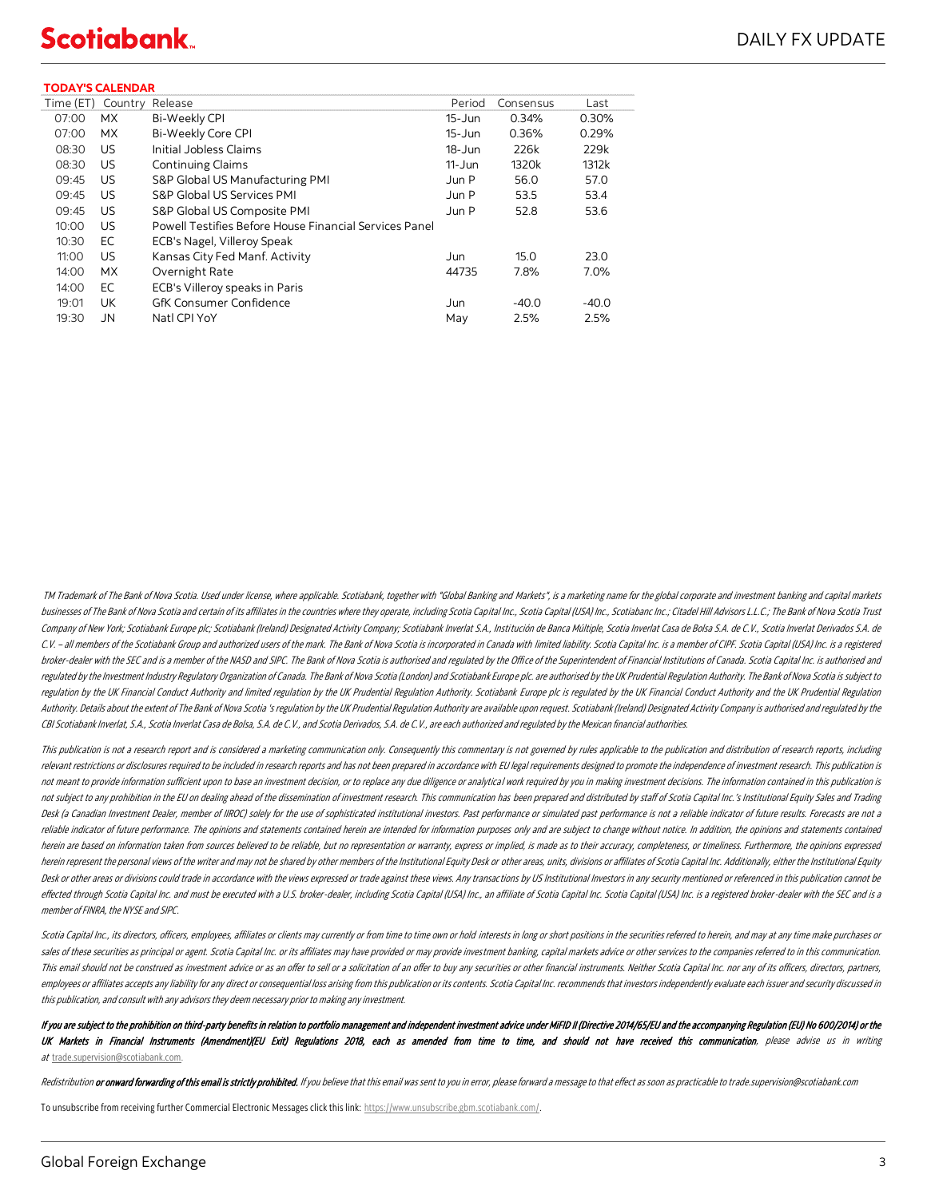**TODAY'S CALENDAR**

| Time (ET) | Country | Release | Period | Consensus | Last |
|---|---|---|---|---|---|
| 07:00 | MX | Bi-Weekly CPI | 15-Jun | 0.34% | 0.30% |
| 07:00 | MX | Bi-Weekly Core CPI | 15-Jun | 0.36% | 0.29% |
| 08:30 | US | Initial Jobless Claims | 18-Jun | 226k | 229k |
| 08:30 | US | Continuing Claims | 11-Jun | 1320k | 1312k |
| 09:45 | US | S&P Global US Manufacturing PMI | Jun P | 56.0 | 57.0 |
| 09:45 | US | S&P Global US Services PMI | Jun P | 53.5 | 53.4 |
| 09:45 | US | S&P Global US Composite PMI | Jun P | 52.8 | 53.6 |
| 10:00 | US | Powell Testifies Before House Financial Services Panel | | | |
| 10:30 | EC | ECB's Nagel, Villeroy Speak | | | |
| 11:00 | US | Kansas City Fed Manf. Activity | Jun | 15.0 | 23.0 |
| 14:00 | MX | Overnight Rate | 44735 | 7.8% | 7.0% |
| 14:00 | EC | ECB's Villeroy speaks in Paris | | | |
| 19:01 | UK | GfK Consumer Confidence | Jun | -40.0 | -40.0 |
| 19:30 | JN | Natl CPI YoY | May | 2.5% | 2.5% |

*TM Trademark of The Bank of Nova Scotia. Used under license, where applicable. Scotiabank, together with "Global Banking and Markets", is a marketing name for the global corporate and investment banking and capital markets businesses of The Bank of Nova Scotia and certain of its affiliates in the countries where they operate, including Scotia Capital Inc., Scotia Capital (USA) Inc., Scotiabanc Inc.; Citadel Hill Advisors L.L.C.; The Bank of Nova Scotia Trust Company of New York; Scotiabank Europe plc; Scotiabank (Ireland) Designated Activity Company; Scotiabank Inverlat S.A., Institución de Banca Múltiple, Scotia Inverlat Casa de Bolsa S.A. de C.V., Scotia Inverlat Derivados S.A. de C.V. – all members of the Scotiabank Group and authorized users of the mark. The Bank of Nova Scotia is incorporated in Canada with limited liability. Scotia Capital Inc. is a member of CIPF. Scotia Capital (USA) Inc. is a registered broker-dealer with the SEC and is a member of the NASD and SIPC. The Bank of Nova Scotia is authorised and regulated by the Office of the Superintendent of Financial Institutions of Canada. Scotia Capital Inc. is authorised and regulated by the Investment Industry Regulatory Organization of Canada. The Bank of Nova Scotia (London) and Scotiabank Europe plc. are authorised by the UK Prudential Regulation Authority. The Bank of Nova Scotia is subject to regulation by the UK Financial Conduct Authority and limited regulation by the UK Prudential Regulation Authority. Scotiabank Europe plc is regulated by the UK Financial Conduct Authority and the UK Prudential Regulation Authority. Details about the extent of The Bank of Nova Scotia 's regulation by the UK Prudential Regulation Authority are available upon request. Scotiabank (Ireland) Designated Activity Company is authorised and regulated by the CBI Scotiabank Inverlat, S.A., Scotia Inverlat Casa de Bolsa, S.A. de C.V., and Scotia Derivados, S.A. de C.V., are each authorized and regulated by the Mexican financial authorities.*

*This publication is not a research report and is considered a marketing communication only. Consequently this commentary is not governed by rules applicable to the publication and distribution of research reports, including relevant restrictions or disclosures required to be included in research reports and has not been prepared in accordance with EU legal requirements designed to promote the independence of investment research. This publication is not meant to provide information sufficient upon to base an investment decision, or to replace any due diligence or analytical work required by you in making investment decisions. The information contained in this publication is not subject to any prohibition in the EU on dealing ahead of the dissemination of investment research. This communication has been prepared and distributed by staff of Scotia Capital Inc.'s Institutional Equity Sales and Trading Desk (a Canadian Investment Dealer, member of IIROC) solely for the use of sophisticated institutional investors. Past performance or simulated past performance is not a reliable indicator of future results. Forecasts are not a reliable indicator of future performance. The opinions and statements contained herein are intended for information purposes only and are subject to change without notice. In addition, the opinions and statements contained herein are based on information taken from sources believed to be reliable, but no representation or warranty, express or implied, is made as to their accuracy, completeness, or timeliness. Furthermore, the opinions expressed herein represent the personal views of the writer and may not be shared by other members of the Institutional Equity Desk or other areas, units, divisions or affiliates of Scotia Capital Inc. Additionally, either the Institutional Equity Desk or other areas or divisions could trade in accordance with the views expressed or trade against these views. Any transactions by US Institutional Investors in any security mentioned or referenced in this publication cannot be effected through Scotia Capital Inc. and must be executed with a U.S. broker-dealer, including Scotia Capital (USA) Inc., an affiliate of Scotia Capital Inc. Scotia Capital (USA) Inc. is a registered broker-dealer with the SEC and is a member of FINRA, the NYSE and SIPC.*

*Scotia Capital Inc., its directors, officers, employees, affiliates or clients may currently or from time to time own or hold interests in long or short positions in the securities referred to herein, and may at any time make purchases or sales of these securities as principal or agent. Scotia Capital Inc. or its affiliates may have provided or may provide investment banking, capital markets advice or other services to the companies referred to in this communication. This email should not be construed as investment advice or as an offer to sell or a solicitation of an offer to buy any securities or other financial instruments. Neither Scotia Capital Inc. nor any of its officers, directors, partners, employees or affiliates accepts any liability for any direct or consequential loss arising from this publication or its contents. Scotia Capital Inc. recommends that investors independently evaluate each issuer and security discussed in this publication, and consult with any advisors they deem necessary prior to making any investment.*

***If you are subject to the prohibition on third-party benefits in relation to portfolio management and independent investment advice under MiFID II (Directive 2014/65/EU and the accompanying Regulation (EU) No 600/2014) or the UK Markets in Financial Instruments (Amendment)(EU Exit) Regulations 2018, each as amended from time to time, and should not have received this communication**, please advise us in writing at trade.supervision@scotiabank.com.*

*Redistribution **or onward forwarding of this email is strictly prohibited.** If you believe that this email was sent to you in error, please forward a message to that effect as soon as practicable to trade.supervision@scotiabank.com*

To unsubscribe from receiving further Commercial Electronic Messages click this link: https://www.unsubscribe.gbm.scotiabank.com/.